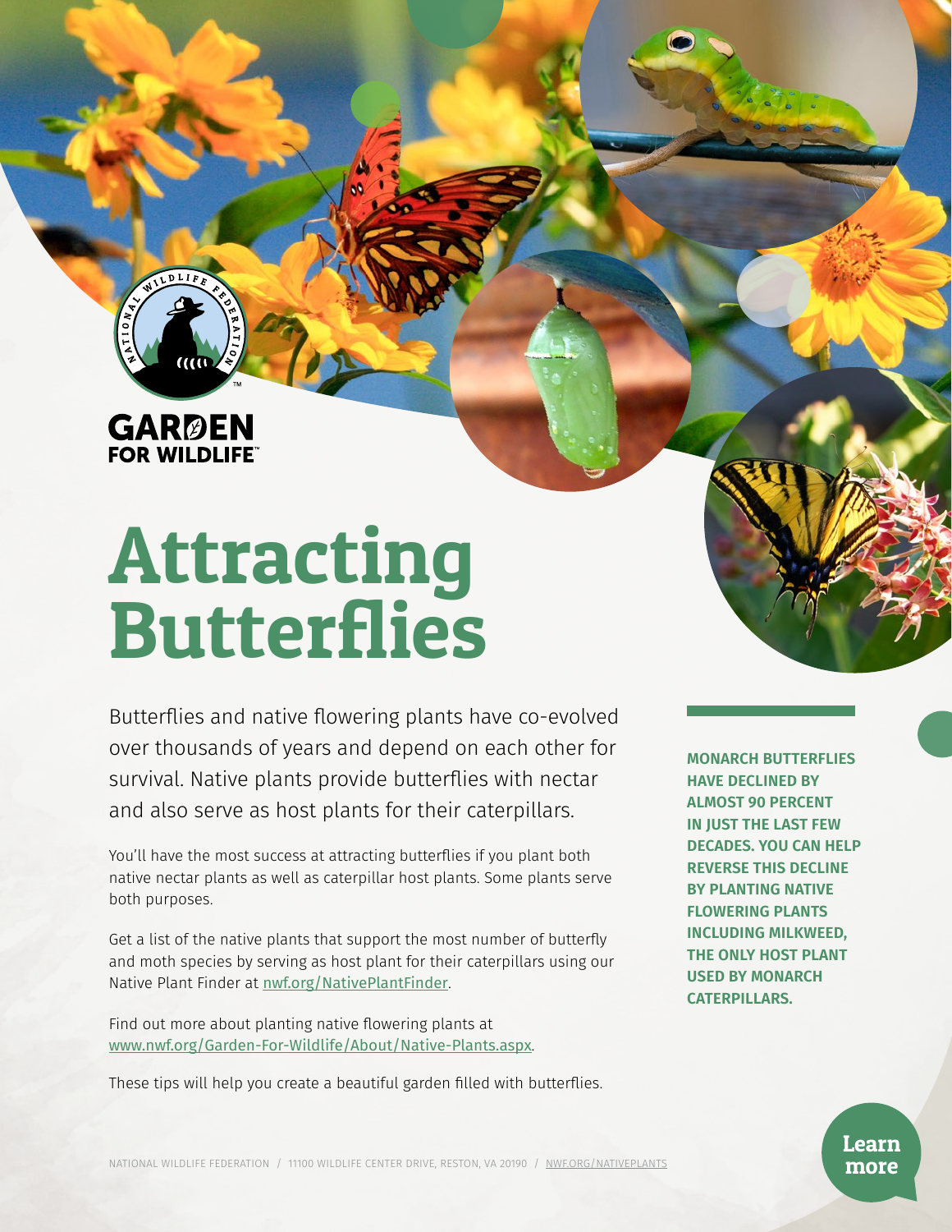GARDEN FOR WILDLIFE™

# Attracting Butterflies

Butterflies and native flowering plants have co-evolved over thousands of years and depend on each other for survival. Native plants provide butterflies with nectar and also serve as host plants for their caterpillars.

You'll have the most success at attracting butterflies if you plant both native nectar plants as well as caterpillar host plants. Some plants serve both purposes.

Get a list of the native plants that support the most number of butterfly and moth species by serving as host plant for their caterpillars using our Native Plant Finder at nwf.org/NativePlantFinder.

Find out more about planting native flowering plants at www.nwf.org/Garden-For-Wildlife/About/Native-Plants.aspx.

These tips will help you create a beautiful garden filled with butterflies.

**MONARCH BUTTERFLIES HAVE DECLINED BY ALMOST 90 PERCENT IN JUST THE LAST FEW DECADES. YOU CAN HELP REVERSE THIS DECLINE BY PLANTING NATIVE FLOWERING PLANTS INCLUDING MILKWEED, THE ONLY HOST PLANT USED BY MONARCH CATERPILLARS.**

NATIONAL WILDLIFE FEDERATION / 11100 WILDLIFE CENTER DRIVE, RESTON, VA 20190 / NWF.ORG/NATIVEPLANTS

Learn more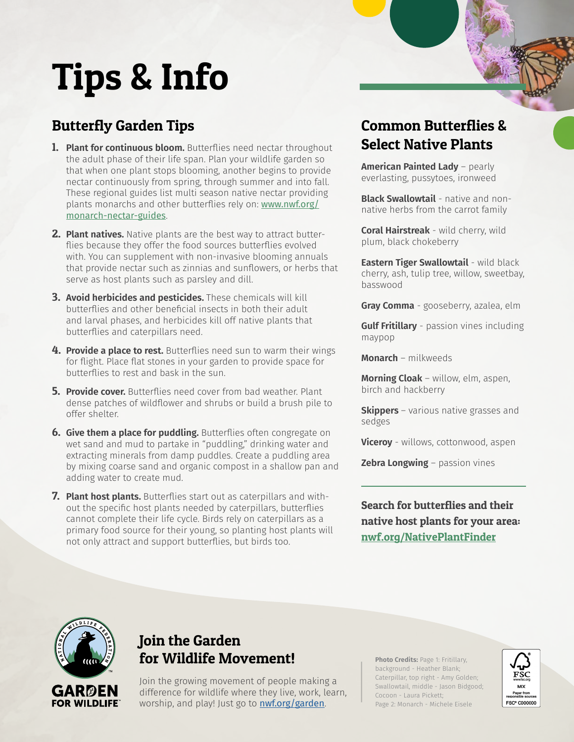# Tips & Info

## Butterfly Garden Tips

1. **Plant for continuous bloom.** Butterflies need nectar throughout the adult phase of their life span. Plan your wildlife garden so that when one plant stops blooming, another begins to provide nectar continuously from spring, through summer and into fall. These regional guides list multi season native nectar providing plants monarchs and other butterflies rely on: www.nwf.org/monarch-nectar-guides.
2. **Plant natives.** Native plants are the best way to attract butterflies because they offer the food sources butterflies evolved with. You can supplement with non-invasive blooming annuals that provide nectar such as zinnias and sunflowers, or herbs that serve as host plants such as parsley and dill.
3. **Avoid herbicides and pesticides.** These chemicals will kill butterflies and other beneficial insects in both their adult and larval phases, and herbicides kill off native plants that butterflies and caterpillars need.
4. **Provide a place to rest.** Butterflies need sun to warm their wings for flight. Place flat stones in your garden to provide space for butterflies to rest and bask in the sun.
5. **Provide cover.** Butterflies need cover from bad weather. Plant dense patches of wildflower and shrubs or build a brush pile to offer shelter.
6. **Give them a place for puddling.** Butterflies often congregate on wet sand and mud to partake in "puddling," drinking water and extracting minerals from damp puddles. Create a puddling area by mixing coarse sand and organic compost in a shallow pan and adding water to create mud.
7. **Plant host plants.** Butterflies start out as caterpillars and without the specific host plants needed by caterpillars, butterflies cannot complete their life cycle. Birds rely on caterpillars as a primary food source for their young, so planting host plants will not only attract and support butterflies, but birds too.

## Common Butterflies & Select Native Plants

**American Painted Lady** – pearly everlasting, pussytoes, ironweed

**Black Swallowtail** - native and non-native herbs from the carrot family

**Coral Hairstreak** - wild cherry, wild plum, black chokeberry

**Eastern Tiger Swallowtail** - wild black cherry, ash, tulip tree, willow, sweetbay, basswood

**Gray Comma** - gooseberry, azalea, elm

**Gulf Fritillary** - passion vines including maypop

**Monarch** – milkweeds

**Morning Cloak** – willow, elm, aspen, birch and hackberry

**Skippers** – various native grasses and sedges

**Viceroy** - willows, cottonwood, aspen

**Zebra Longwing** – passion vines

**Search for butterflies and their native host plants for your area: nwf.org/NativePlantFinder**

## Join the Garden for Wildlife Movement!

Join the growing movement of people making a difference for wildlife where they live, work, learn, worship, and play! Just go to nwf.org/garden.

**Photo Credits:** Page 1: Fritillary, background - Heather Blank; Caterpillar, top right - Amy Golden; Swallowtail, middle - Jason Bidgood; Cocoon - Laura Pickett; Page 2: Monarch - Michele Eisele